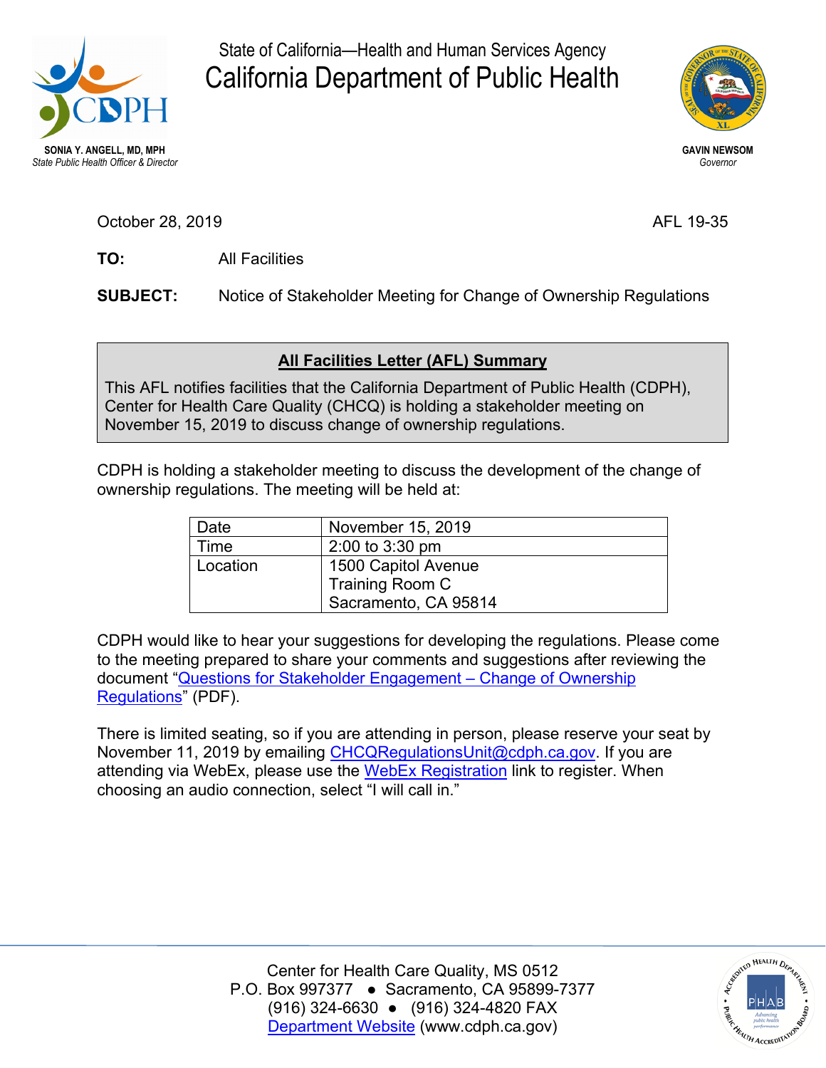State of California—Health and Human Services Agency

# California Department of Public Health

**SONIA Y. ANGELL, MD, MPH**
*State Public Health Officer & Director*

**GAVIN NEWSOM**
*Governor*

October 28, 2019 AFL 19-35

**TO:** All Facilities

**SUBJECT:** Notice of Stakeholder Meeting for Change of Ownership Regulations

**All Facilities Letter (AFL) Summary**

This AFL notifies facilities that the California Department of Public Health (CDPH), Center for Health Care Quality (CHCQ) is holding a stakeholder meeting on November 15, 2019 to discuss change of ownership regulations.

CDPH is holding a stakeholder meeting to discuss the development of the change of ownership regulations. The meeting will be held at:

| Date | November 15, 2019 |
|---|---|
| Time | 2:00 to 3:30 pm |
| Location | 1500 Capitol Avenue<br>Training Room C<br>Sacramento, CA 95814 |

CDPH would like to hear your suggestions for developing the regulations. Please come to the meeting prepared to share your comments and suggestions after reviewing the document "Questions for Stakeholder Engagement – Change of Ownership Regulations" (PDF).

There is limited seating, so if you are attending in person, please reserve your seat by November 11, 2019 by emailing CHCQRegulationsUnit@cdph.ca.gov. If you are attending via WebEx, please use the WebEx Registration link to register. When choosing an audio connection, select "I will call in."

Center for Health Care Quality, MS 0512
P.O. Box 997377 ● Sacramento, CA 95899-7377
(916) 324-6630 ● (916) 324-4820 FAX
Department Website (www.cdph.ca.gov)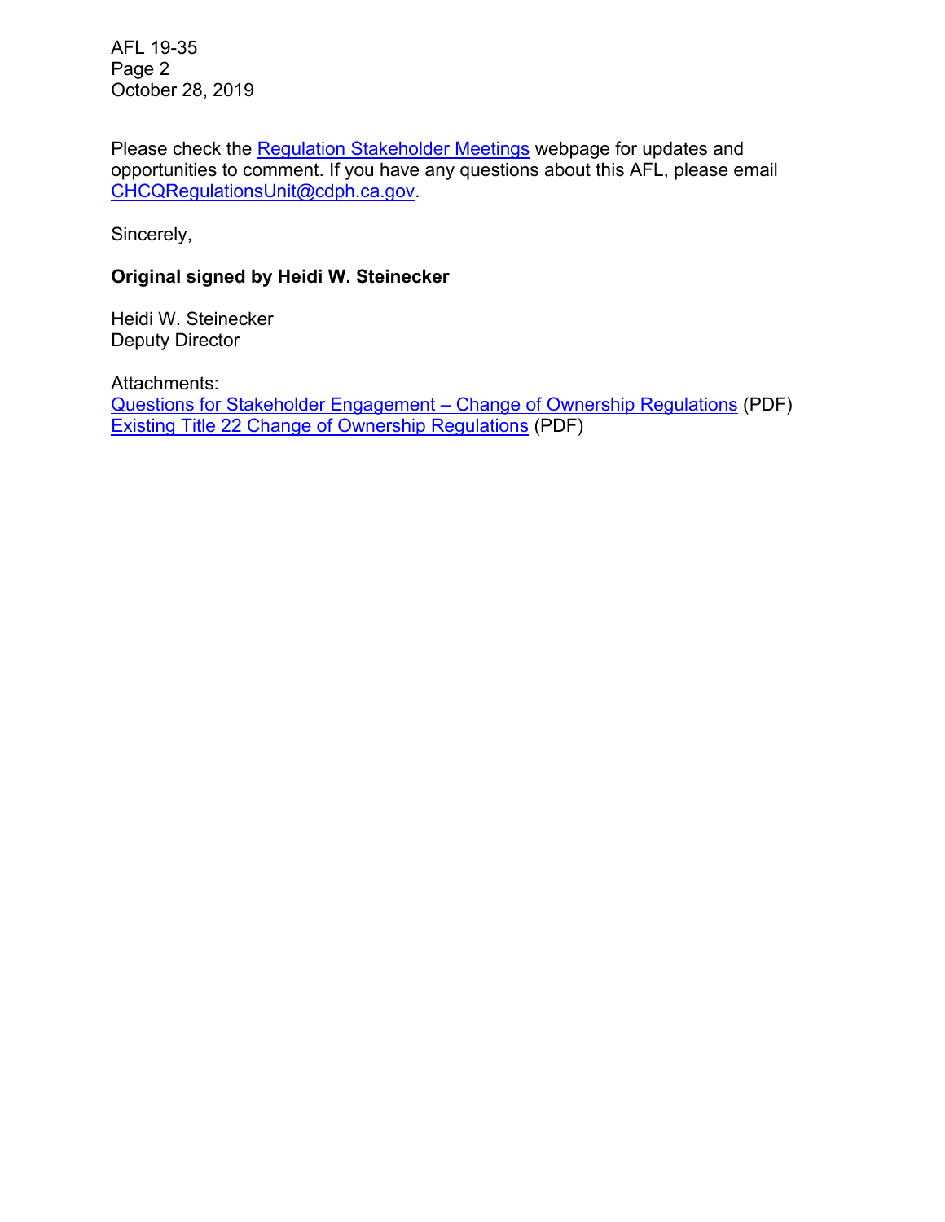Please check the Regulation Stakeholder Meetings webpage for updates and opportunities to comment. If you have any questions about this AFL, please email CHCQRegulationsUnit@cdph.ca.gov.

Sincerely,

**Original signed by Heidi W. Steinecker**

Heidi W. Steinecker
Deputy Director

Attachments:
Questions for Stakeholder Engagement – Change of Ownership Regulations (PDF)
Existing Title 22 Change of Ownership Regulations (PDF)